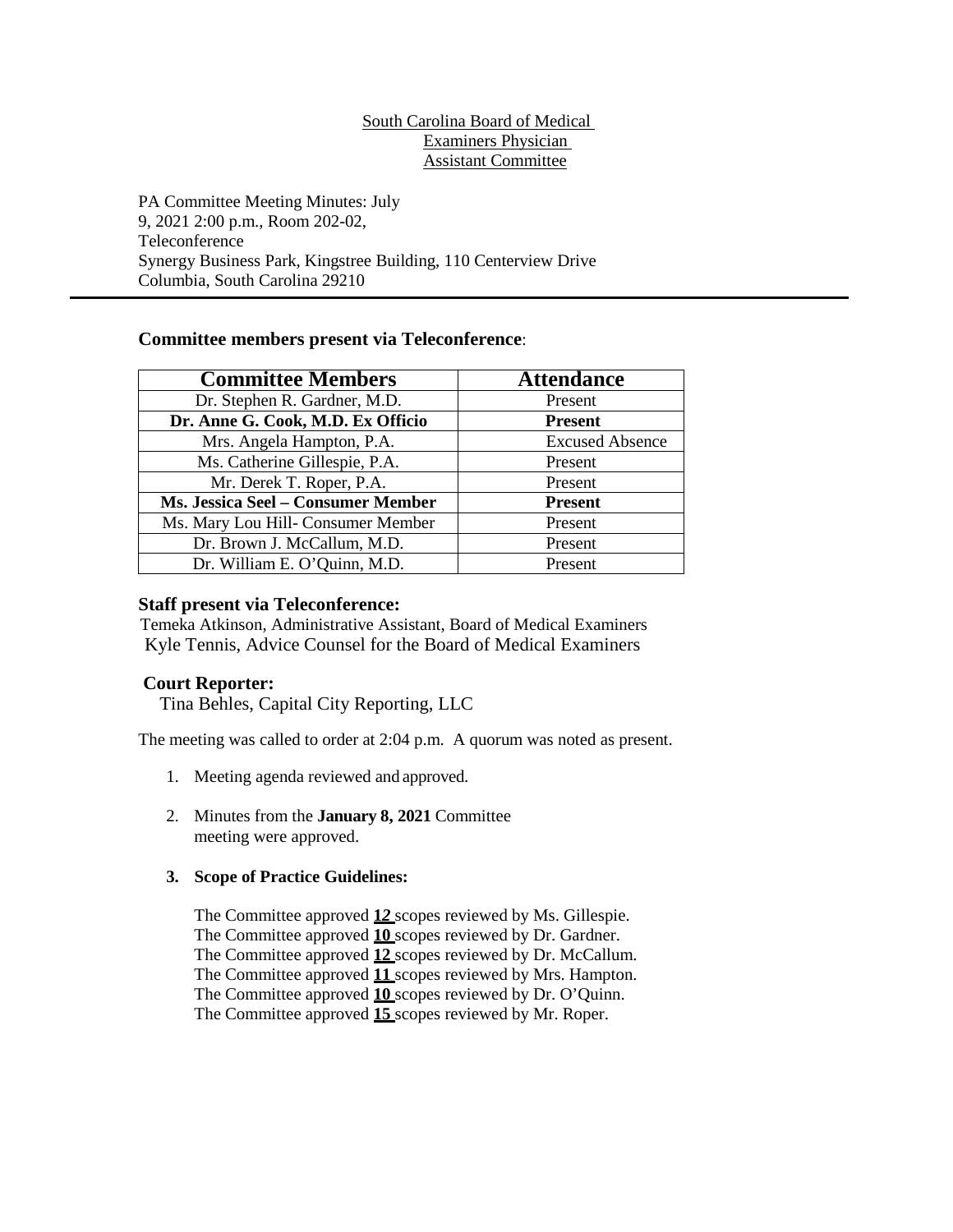South Carolina Board of Medical Examiners Physician Assistant Committee

PA Committee Meeting Minutes: July 9, 2021 2:00 p.m., Room 202-02, Teleconference
Synergy Business Park, Kingstree Building, 110 Centerview Drive
Columbia, South Carolina 29210

---

**Committee members present via Teleconference**:

| Committee Members | Attendance |
|---|---|
| Dr. Stephen R. Gardner, M.D. | Present |
| **Dr. Anne G. Cook, M.D. Ex Officio** | **Present** |
| Mrs. Angela Hampton, P.A. | Excused Absence |
| Ms. Catherine Gillespie, P.A. | Present |
| Mr. Derek T. Roper, P.A. | Present |
| **Ms. Jessica Seel – Consumer Member** | **Present** |
| Ms. Mary Lou Hill- Consumer Member | Present |
| Dr. Brown J. McCallum, M.D. | Present |
| Dr. William E. O'Quinn, M.D. | Present |

**Staff present via Teleconference:**

Temeka Atkinson, Administrative Assistant, Board of Medical Examiners
Kyle Tennis, Advice Counsel for the Board of Medical Examiners

**Court Reporter:**

Tina Behles, Capital City Reporting, LLC

The meeting was called to order at 2:04 p.m. A quorum was noted as present.

1. Meeting agenda reviewed and approved.
2. Minutes from the **January 8, 2021** Committee meeting were approved.
3. **Scope of Practice Guidelines:**

   The Committee approved **12** scopes reviewed by Ms. Gillespie.
   The Committee approved **10** scopes reviewed by Dr. Gardner.
   The Committee approved **12** scopes reviewed by Dr. McCallum.
   The Committee approved **11** scopes reviewed by Mrs. Hampton.
   The Committee approved **10** scopes reviewed by Dr. O'Quinn.
   The Committee approved **15** scopes reviewed by Mr. Roper.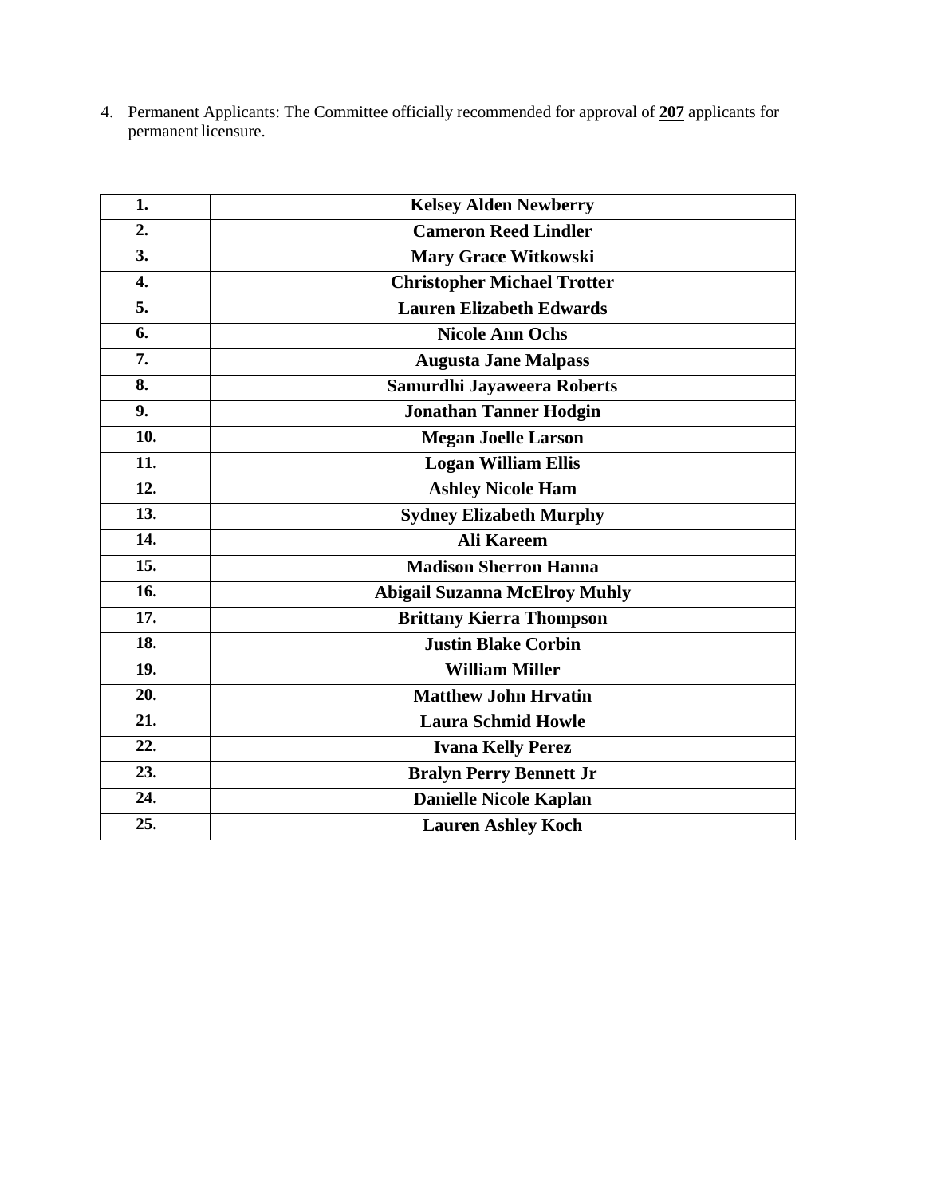4. Permanent Applicants: The Committee officially recommended for approval of **207** applicants for permanent licensure.

| | |
|---|---|
| **1.** | **Kelsey Alden Newberry** |
| **2.** | **Cameron Reed Lindler** |
| **3.** | **Mary Grace Witkowski** |
| **4.** | **Christopher Michael Trotter** |
| **5.** | **Lauren Elizabeth Edwards** |
| **6.** | **Nicole Ann Ochs** |
| **7.** | **Augusta Jane Malpass** |
| **8.** | **Samurdhi Jayaweera Roberts** |
| **9.** | **Jonathan Tanner Hodgin** |
| **10.** | **Megan Joelle Larson** |
| **11.** | **Logan William Ellis** |
| **12.** | **Ashley Nicole Ham** |
| **13.** | **Sydney Elizabeth Murphy** |
| **14.** | **Ali Kareem** |
| **15.** | **Madison Sherron Hanna** |
| **16.** | **Abigail Suzanna McElroy Muhly** |
| **17.** | **Brittany Kierra Thompson** |
| **18.** | **Justin Blake Corbin** |
| **19.** | **William Miller** |
| **20.** | **Matthew John Hrvatin** |
| **21.** | **Laura Schmid Howle** |
| **22.** | **Ivana Kelly Perez** |
| **23.** | **Bralyn Perry Bennett Jr** |
| **24.** | **Danielle Nicole Kaplan** |
| **25.** | **Lauren Ashley Koch** |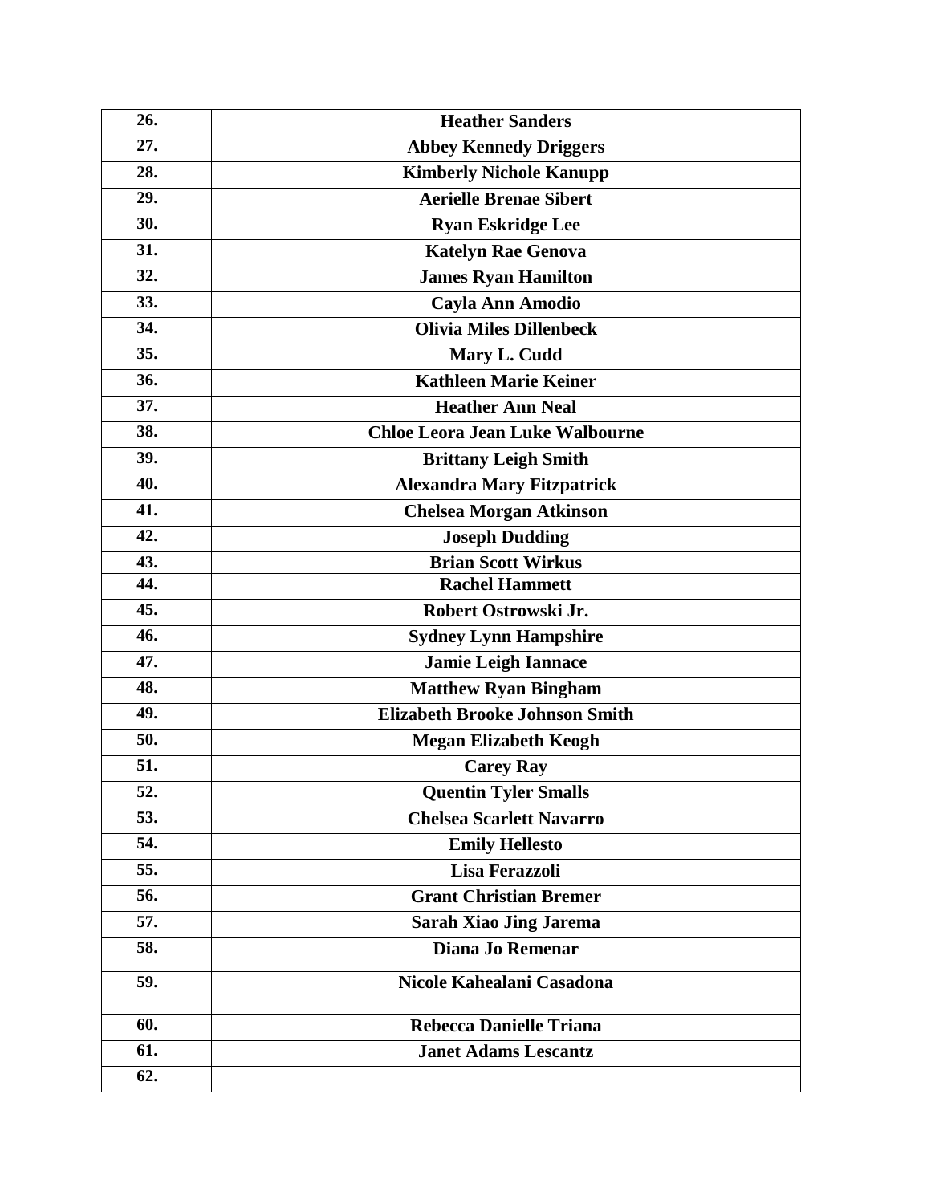| | |
|---|---|
| **26.** | **Heather Sanders** |
| **27.** | **Abbey Kennedy Driggers** |
| **28.** | **Kimberly Nichole Kanupp** |
| **29.** | **Aerielle Brenae Sibert** |
| **30.** | **Ryan Eskridge Lee** |
| **31.** | **Katelyn Rae Genova** |
| **32.** | **James Ryan Hamilton** |
| **33.** | **Cayla Ann Amodio** |
| **34.** | **Olivia Miles Dillenbeck** |
| **35.** | **Mary L. Cudd** |
| **36.** | **Kathleen Marie Keiner** |
| **37.** | **Heather Ann Neal** |
| **38.** | **Chloe Leora Jean Luke Walbourne** |
| **39.** | **Brittany Leigh Smith** |
| **40.** | **Alexandra Mary Fitzpatrick** |
| **41.** | **Chelsea Morgan Atkinson** |
| **42.** | **Joseph Dudding** |
| **43.** | **Brian Scott Wirkus** |
| **44.** | **Rachel Hammett** |
| **45.** | **Robert Ostrowski Jr.** |
| **46.** | **Sydney Lynn Hampshire** |
| **47.** | **Jamie Leigh Iannace** |
| **48.** | **Matthew Ryan Bingham** |
| **49.** | **Elizabeth Brooke Johnson Smith** |
| **50.** | **Megan Elizabeth Keogh** |
| **51.** | **Carey Ray** |
| **52.** | **Quentin Tyler Smalls** |
| **53.** | **Chelsea Scarlett Navarro** |
| **54.** | **Emily Hellesto** |
| **55.** | **Lisa Ferazzoli** |
| **56.** | **Grant Christian Bremer** |
| **57.** | **Sarah Xiao Jing Jarema** |
| **58.** | **Diana Jo Remenar** |
| **59.** | **Nicole Kahealani Casadona** |
| **60.** | **Rebecca Danielle Triana** |
| **61.** | **Janet Adams Lescantz** |
| **62.** | |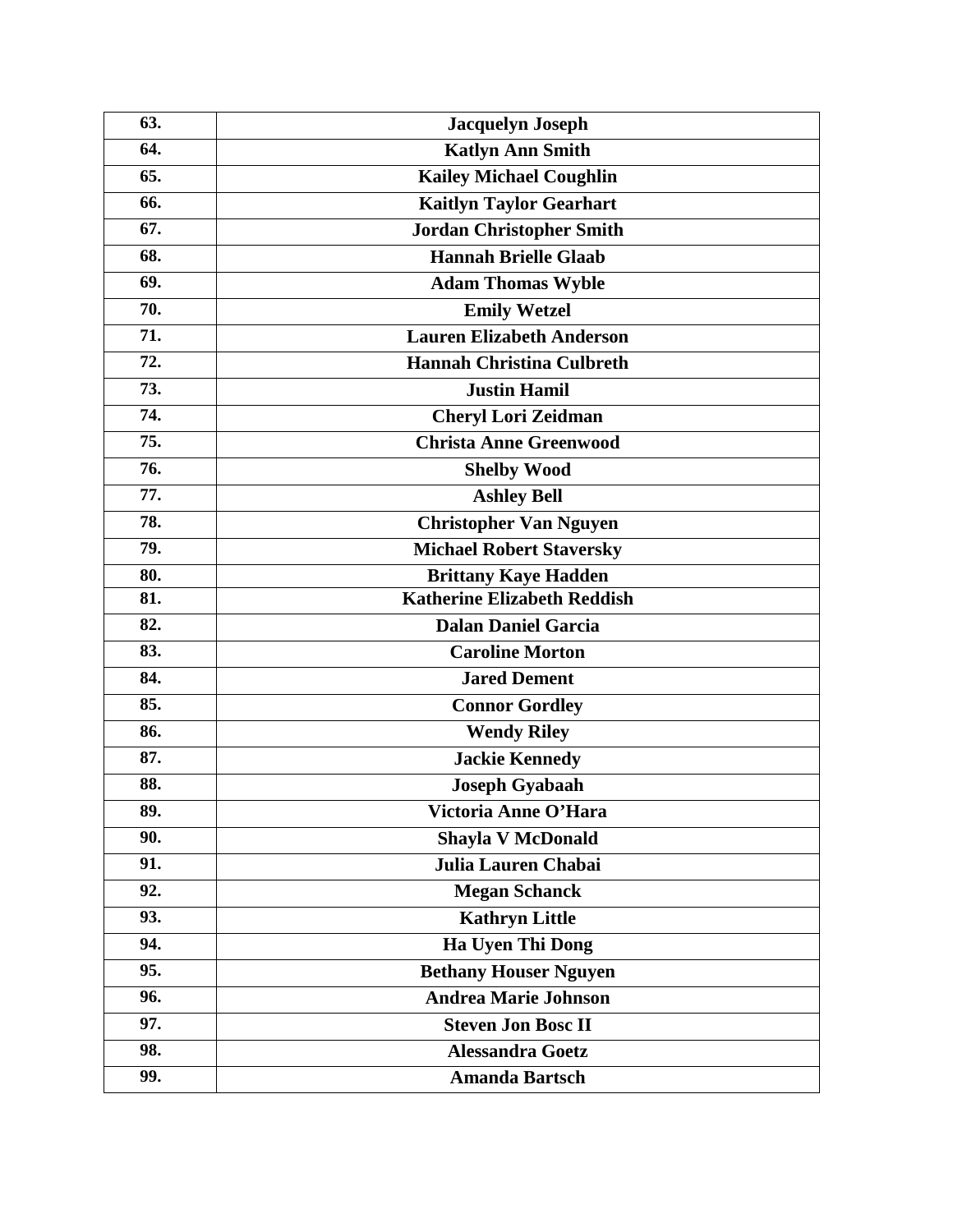| | |
|---|---|
| **63.** | **Jacquelyn Joseph** |
| **64.** | **Katlyn Ann Smith** |
| **65.** | **Kailey Michael Coughlin** |
| **66.** | **Kaitlyn Taylor Gearhart** |
| **67.** | **Jordan Christopher Smith** |
| **68.** | **Hannah Brielle Glaab** |
| **69.** | **Adam Thomas Wyble** |
| **70.** | **Emily Wetzel** |
| **71.** | **Lauren Elizabeth Anderson** |
| **72.** | **Hannah Christina Culbreth** |
| **73.** | **Justin Hamil** |
| **74.** | **Cheryl Lori Zeidman** |
| **75.** | **Christa Anne Greenwood** |
| **76.** | **Shelby Wood** |
| **77.** | **Ashley Bell** |
| **78.** | **Christopher Van Nguyen** |
| **79.** | **Michael Robert Staversky** |
| **80.** | **Brittany Kaye Hadden** |
| **81.** | **Katherine Elizabeth Reddish** |
| **82.** | **Dalan Daniel Garcia** |
| **83.** | **Caroline Morton** |
| **84.** | **Jared Dement** |
| **85.** | **Connor Gordley** |
| **86.** | **Wendy Riley** |
| **87.** | **Jackie Kennedy** |
| **88.** | **Joseph Gyabaah** |
| **89.** | **Victoria Anne O'Hara** |
| **90.** | **Shayla V McDonald** |
| **91.** | **Julia Lauren Chabai** |
| **92.** | **Megan Schanck** |
| **93.** | **Kathryn Little** |
| **94.** | **Ha Uyen Thi Dong** |
| **95.** | **Bethany Houser Nguyen** |
| **96.** | **Andrea Marie Johnson** |
| **97.** | **Steven Jon Bosc II** |
| **98.** | **Alessandra Goetz** |
| **99.** | **Amanda Bartsch** |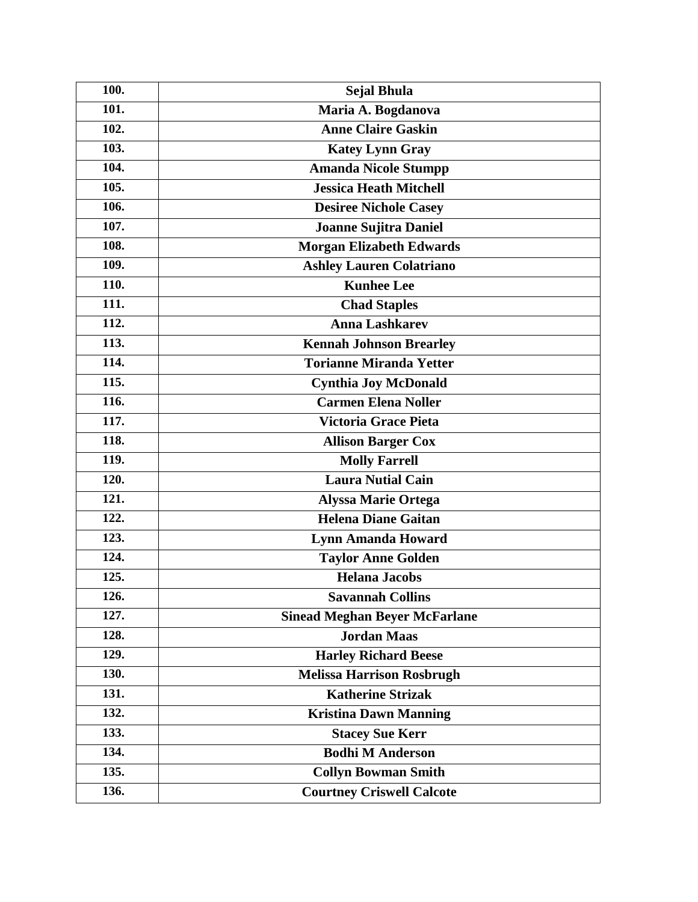| 100. | **Sejal Bhula** |
|---|---|
| 101. | **Maria A. Bogdanova** |
| 102. | **Anne Claire Gaskin** |
| 103. | **Katey Lynn Gray** |
| 104. | **Amanda Nicole Stumpp** |
| 105. | **Jessica Heath Mitchell** |
| 106. | **Desiree Nichole Casey** |
| 107. | **Joanne Sujitra Daniel** |
| 108. | **Morgan Elizabeth Edwards** |
| 109. | **Ashley Lauren Colatriano** |
| 110. | **Kunhee Lee** |
| 111. | **Chad Staples** |
| 112. | **Anna Lashkarev** |
| 113. | **Kennah Johnson Brearley** |
| 114. | **Torianne Miranda Yetter** |
| 115. | **Cynthia Joy McDonald** |
| 116. | **Carmen Elena Noller** |
| 117. | **Victoria Grace Pieta** |
| 118. | **Allison Barger Cox** |
| 119. | **Molly Farrell** |
| 120. | **Laura Nutial Cain** |
| 121. | **Alyssa Marie Ortega** |
| 122. | **Helena Diane Gaitan** |
| 123. | **Lynn Amanda Howard** |
| 124. | **Taylor Anne Golden** |
| 125. | **Helana Jacobs** |
| 126. | **Savannah Collins** |
| 127. | **Sinead Meghan Beyer McFarlane** |
| 128. | **Jordan Maas** |
| 129. | **Harley Richard Beese** |
| 130. | **Melissa Harrison Rosbrugh** |
| 131. | **Katherine Strizak** |
| 132. | **Kristina Dawn Manning** |
| 133. | **Stacey Sue Kerr** |
| 134. | **Bodhi M Anderson** |
| 135. | **Collyn Bowman Smith** |
| 136. | **Courtney Criswell Calcote** |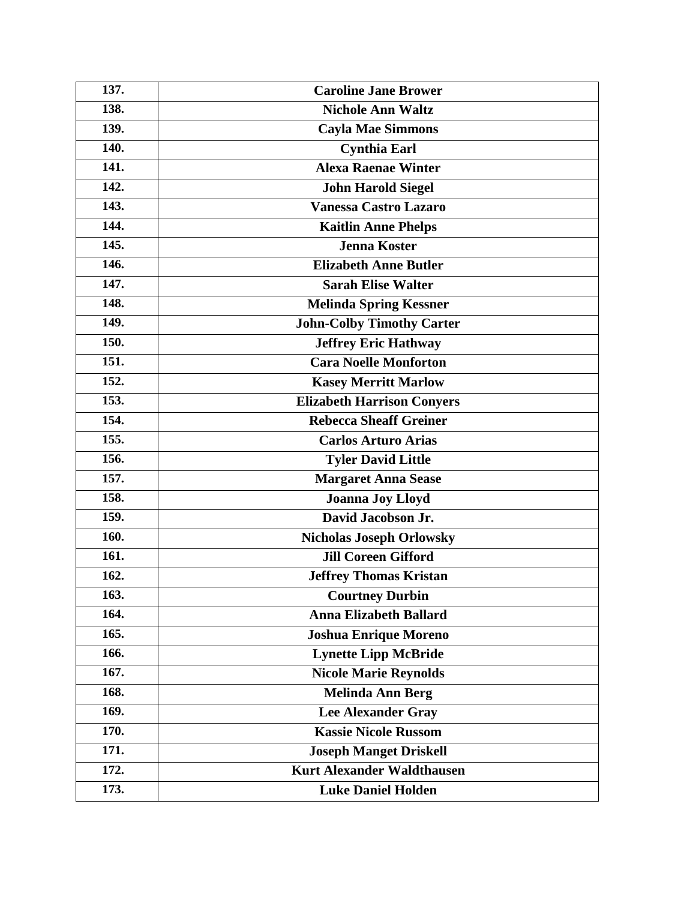| | |
|---|---|
| **137.** | **Caroline Jane Brower** |
| **138.** | **Nichole Ann Waltz** |
| **139.** | **Cayla Mae Simmons** |
| **140.** | **Cynthia Earl** |
| **141.** | **Alexa Raenae Winter** |
| **142.** | **John Harold Siegel** |
| **143.** | **Vanessa Castro Lazaro** |
| **144.** | **Kaitlin Anne Phelps** |
| **145.** | **Jenna Koster** |
| **146.** | **Elizabeth Anne Butler** |
| **147.** | **Sarah Elise Walter** |
| **148.** | **Melinda Spring Kessner** |
| **149.** | **John-Colby Timothy Carter** |
| **150.** | **Jeffrey Eric Hathway** |
| **151.** | **Cara Noelle Monforton** |
| **152.** | **Kasey Merritt Marlow** |
| **153.** | **Elizabeth Harrison Conyers** |
| **154.** | **Rebecca Sheaff Greiner** |
| **155.** | **Carlos Arturo Arias** |
| **156.** | **Tyler David Little** |
| **157.** | **Margaret Anna Sease** |
| **158.** | **Joanna Joy Lloyd** |
| **159.** | **David Jacobson Jr.** |
| **160.** | **Nicholas Joseph Orlowsky** |
| **161.** | **Jill Coreen Gifford** |
| **162.** | **Jeffrey Thomas Kristan** |
| **163.** | **Courtney Durbin** |
| **164.** | **Anna Elizabeth Ballard** |
| **165.** | **Joshua Enrique Moreno** |
| **166.** | **Lynette Lipp McBride** |
| **167.** | **Nicole Marie Reynolds** |
| **168.** | **Melinda Ann Berg** |
| **169.** | **Lee Alexander Gray** |
| **170.** | **Kassie Nicole Russom** |
| **171.** | **Joseph Manget Driskell** |
| **172.** | **Kurt Alexander Waldthausen** |
| **173.** | **Luke Daniel Holden** |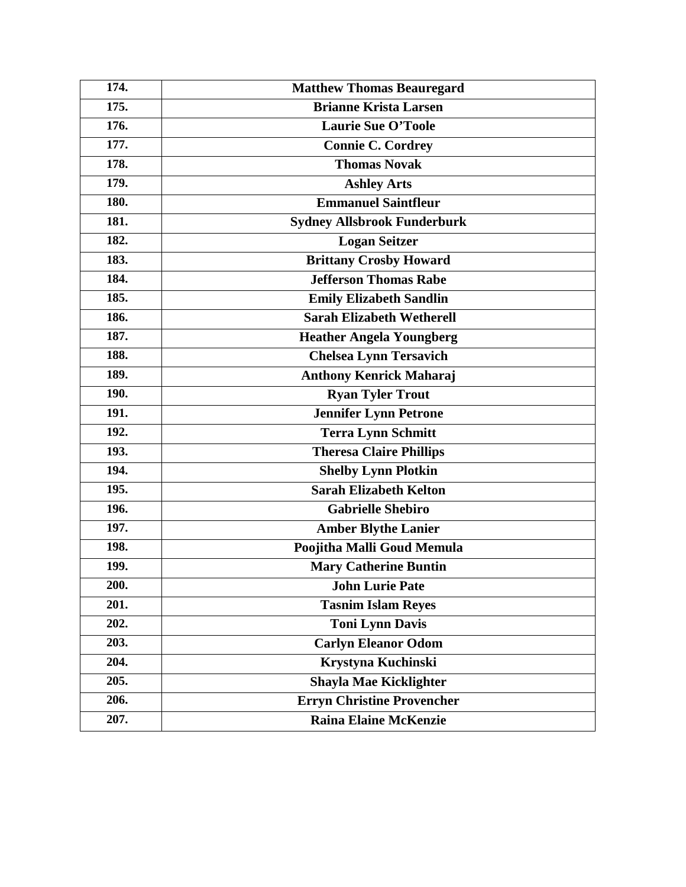| | |
|---|---|
| **174.** | **Matthew Thomas Beauregard** |
| **175.** | **Brianne Krista Larsen** |
| **176.** | **Laurie Sue O'Toole** |
| **177.** | **Connie C. Cordrey** |
| **178.** | **Thomas Novak** |
| **179.** | **Ashley Arts** |
| **180.** | **Emmanuel Saintfleur** |
| **181.** | **Sydney Allsbrook Funderburk** |
| **182.** | **Logan Seitzer** |
| **183.** | **Brittany Crosby Howard** |
| **184.** | **Jefferson Thomas Rabe** |
| **185.** | **Emily Elizabeth Sandlin** |
| **186.** | **Sarah Elizabeth Wetherell** |
| **187.** | **Heather Angela Youngberg** |
| **188.** | **Chelsea Lynn Tersavich** |
| **189.** | **Anthony Kenrick Maharaj** |
| **190.** | **Ryan Tyler Trout** |
| **191.** | **Jennifer Lynn Petrone** |
| **192.** | **Terra Lynn Schmitt** |
| **193.** | **Theresa Claire Phillips** |
| **194.** | **Shelby Lynn Plotkin** |
| **195.** | **Sarah Elizabeth Kelton** |
| **196.** | **Gabrielle Shebiro** |
| **197.** | **Amber Blythe Lanier** |
| **198.** | **Poojitha Malli Goud Memula** |
| **199.** | **Mary Catherine Buntin** |
| **200.** | **John Lurie Pate** |
| **201.** | **Tasnim Islam Reyes** |
| **202.** | **Toni Lynn Davis** |
| **203.** | **Carlyn Eleanor Odom** |
| **204.** | **Krystyna Kuchinski** |
| **205.** | **Shayla Mae Kicklighter** |
| **206.** | **Erryn Christine Provencher** |
| **207.** | **Raina Elaine McKenzie** |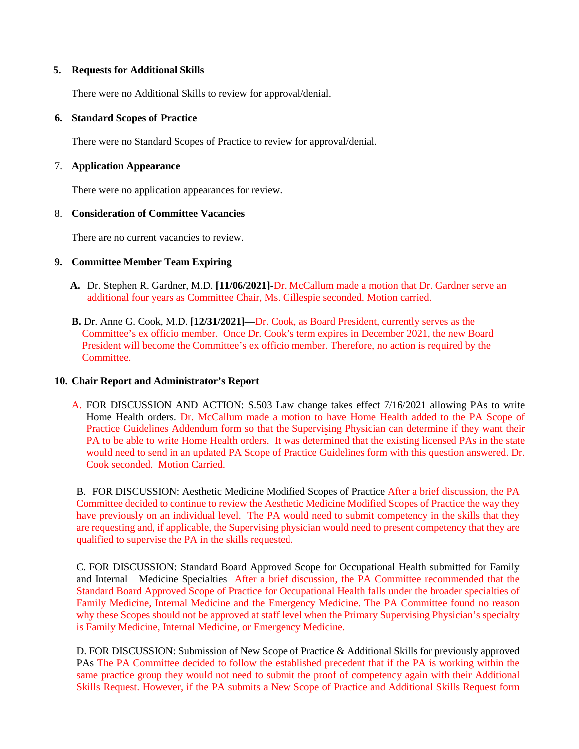5. **Requests for Additional Skills**

   There were no Additional Skills to review for approval/denial.

6. **Standard Scopes of Practice**

   There were no Standard Scopes of Practice to review for approval/denial.

7. **Application Appearance**

   There were no application appearances for review.

8. **Consideration of Committee Vacancies**

   There are no current vacancies to review.

9. **Committee Member Team Expiring**

   **A.** Dr. Stephen R. Gardner, M.D. **[11/06/2021]-**Dr. McCallum made a motion that Dr. Gardner serve an additional four years as Committee Chair, Ms. Gillespie seconded. Motion carried.

   **B.** Dr. Anne G. Cook, M.D. **[12/31/2021]—**Dr. Cook, as Board President, currently serves as the Committee's ex officio member. Once Dr. Cook's term expires in December 2021, the new Board President will become the Committee's ex officio member. Therefore, no action is required by the Committee.

10. **Chair Report and Administrator's Report**

   A. FOR DISCUSSION AND ACTION: S.503 Law change takes effect 7/16/2021 allowing PAs to write Home Health orders. Dr. McCallum made a motion to have Home Health added to the PA Scope of Practice Guidelines Addendum form so that the Supervising Physician can determine if they want their PA to be able to write Home Health orders. It was determined that the existing licensed PAs in the state would need to send in an updated PA Scope of Practice Guidelines form with this question answered. Dr. Cook seconded. Motion Carried.

   B. FOR DISCUSSION: Aesthetic Medicine Modified Scopes of Practice After a brief discussion, the PA Committee decided to continue to review the Aesthetic Medicine Modified Scopes of Practice the way they have previously on an individual level. The PA would need to submit competency in the skills that they are requesting and, if applicable, the Supervising physician would need to present competency that they are qualified to supervise the PA in the skills requested.

   C. FOR DISCUSSION: Standard Board Approved Scope for Occupational Health submitted for Family and Internal Medicine Specialties After a brief discussion, the PA Committee recommended that the Standard Board Approved Scope of Practice for Occupational Health falls under the broader specialties of Family Medicine, Internal Medicine and the Emergency Medicine. The PA Committee found no reason why these Scopes should not be approved at staff level when the Primary Supervising Physician's specialty is Family Medicine, Internal Medicine, or Emergency Medicine.

   D. FOR DISCUSSION: Submission of New Scope of Practice & Additional Skills for previously approved PAs The PA Committee decided to follow the established precedent that if the PA is working within the same practice group they would not need to submit the proof of competency again with their Additional Skills Request. However, if the PA submits a New Scope of Practice and Additional Skills Request form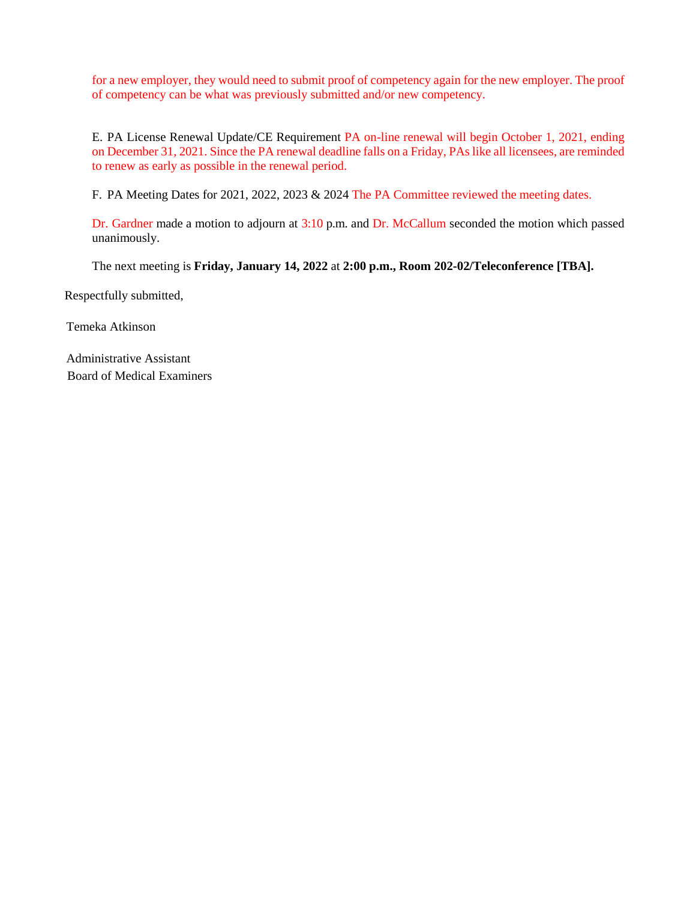for a new employer, they would need to submit proof of competency again for the new employer. The proof of competency can be what was previously submitted and/or new competency.

E. PA License Renewal Update/CE Requirement PA on-line renewal will begin October 1, 2021, ending on December 31, 2021. Since the PA renewal deadline falls on a Friday, PAs like all licensees, are reminded to renew as early as possible in the renewal period.

F. PA Meeting Dates for 2021, 2022, 2023 & 2024 The PA Committee reviewed the meeting dates.

Dr. Gardner made a motion to adjourn at 3:10 p.m. and Dr. McCallum seconded the motion which passed unanimously.

The next meeting is **Friday, January 14, 2022** at **2:00 p.m., Room 202-02/Teleconference [TBA].**

Respectfully submitted,

Temeka Atkinson

Administrative Assistant
Board of Medical Examiners